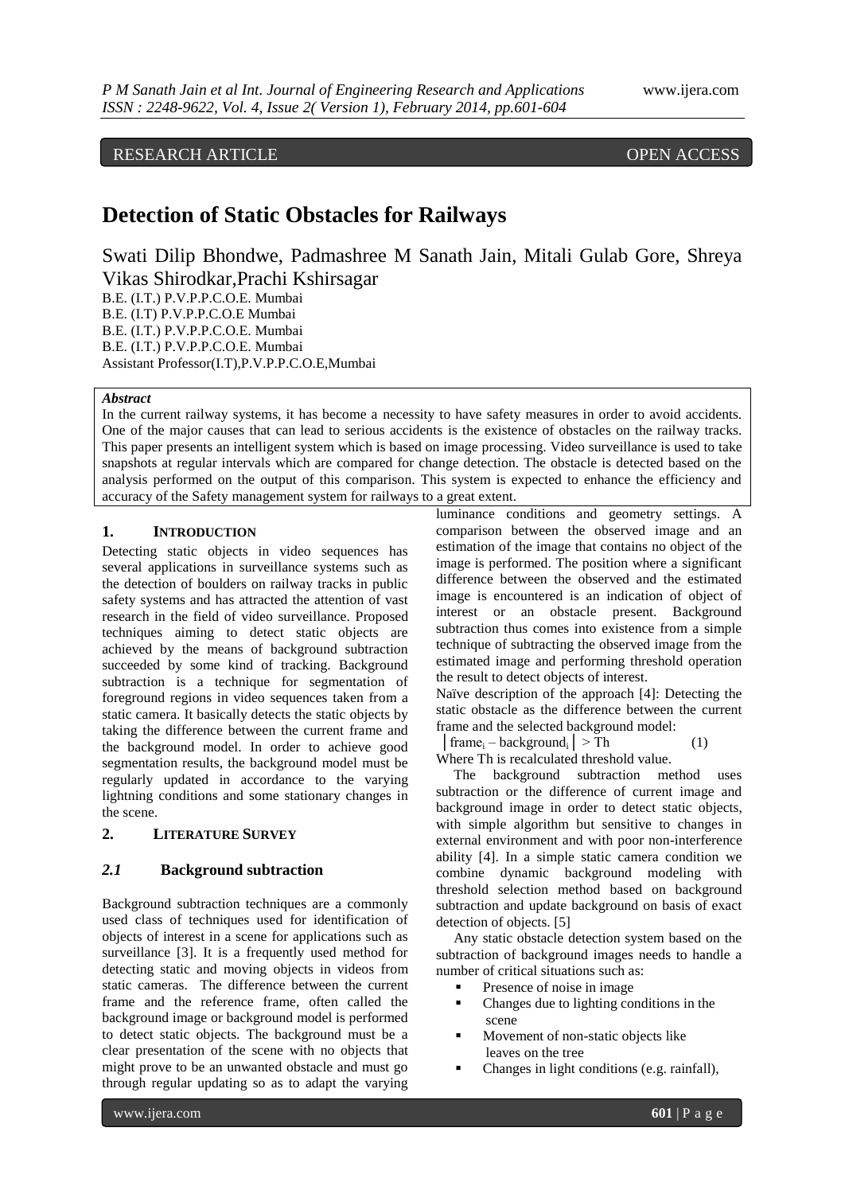RESEARCH ARTICLE OPEN ACCESS

# Detection of Static Obstacles for Railways

Swati Dilip Bhondwe, Padmashree M Sanath Jain, Mitali Gulab Gore, Shreya Vikas Shirodkar,Prachi Kshirsagar

B.E. (I.T.) P.V.P.P.C.O.E. Mumbai
B.E. (I.T) P.V.P.P.C.O.E Mumbai
B.E. (I.T.) P.V.P.P.C.O.E. Mumbai
B.E. (I.T.) P.V.P.P.C.O.E. Mumbai
Assistant Professor(I.T),P.V.P.P.C.O.E,Mumbai

***Abstract***

In the current railway systems, it has become a necessity to have safety measures in order to avoid accidents. One of the major causes that can lead to serious accidents is the existence of obstacles on the railway tracks. This paper presents an intelligent system which is based on image processing. Video surveillance is used to take snapshots at regular intervals which are compared for change detection. The obstacle is detected based on the analysis performed on the output of this comparison. This system is expected to enhance the efficiency and accuracy of the Safety management system for railways to a great extent.

## 1. INTRODUCTION

Detecting static objects in video sequences has several applications in surveillance systems such as the detection of boulders on railway tracks in public safety systems and has attracted the attention of vast research in the field of video surveillance. Proposed techniques aiming to detect static objects are achieved by the means of background subtraction succeeded by some kind of tracking. Background subtraction is a technique for segmentation of foreground regions in video sequences taken from a static camera. It basically detects the static objects by taking the difference between the current frame and the background model. In order to achieve good segmentation results, the background model must be regularly updated in accordance to the varying lightning conditions and some stationary changes in the scene.

## 2. LITERATURE SURVEY

### *2.1* Background subtraction

Background subtraction techniques are a commonly used class of techniques used for identification of objects of interest in a scene for applications such as surveillance [3]. It is a frequently used method for detecting static and moving objects in videos from static cameras. The difference between the current frame and the reference frame, often called the background image or background model is performed to detect static objects. The background must be a clear presentation of the scene with no objects that might prove to be an unwanted obstacle and must go through regular updating so as to adapt the varying luminance conditions and geometry settings. A comparison between the observed image and an estimation of the image that contains no object of the image is performed. The position where a significant difference between the observed and the estimated image is encountered is an indication of object of interest or an obstacle present. Background subtraction thus comes into existence from a simple technique of subtracting the observed image from the estimated image and performing threshold operation the result to detect objects of interest.

Naïve description of the approach [4]: Detecting the static obstacle as the difference between the current frame and the selected background model:

$$|\text{frame}_i - \text{background}_i| > Th \quad (1)$$

Where Th is recalculated threshold value.

The background subtraction method uses subtraction or the difference of current image and background image in order to detect static objects, with simple algorithm but sensitive to changes in external environment and with poor non-interference ability [4]. In a simple static camera condition we combine dynamic background modeling with threshold selection method based on background subtraction and update background on basis of exact detection of objects. [5]

Any static obstacle detection system based on the subtraction of background images needs to handle a number of critical situations such as:

- Presence of noise in image
- Changes due to lighting conditions in the scene
- Movement of non-static objects like leaves on the tree
- Changes in light conditions (e.g. rainfall),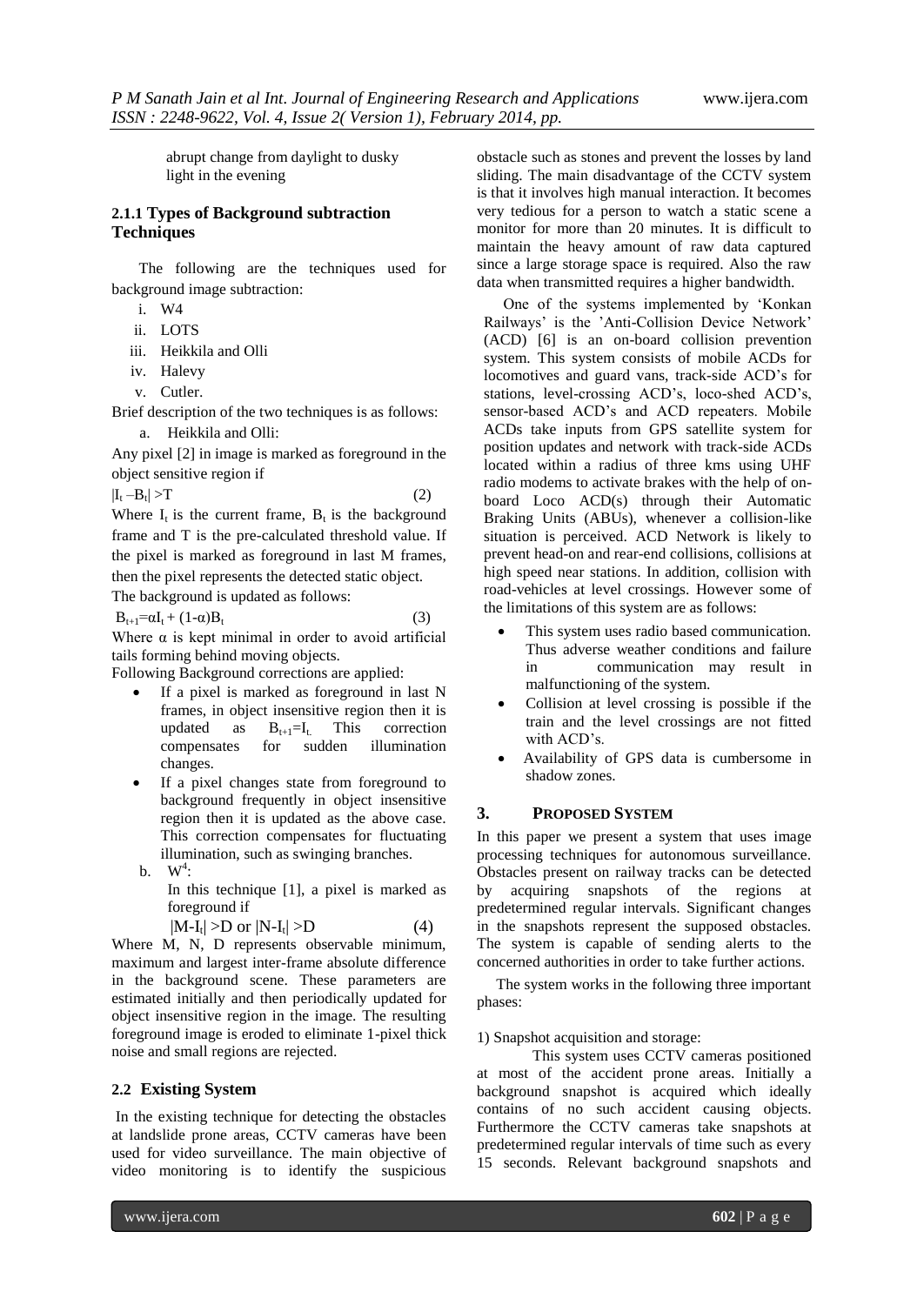abrupt change from daylight to dusky light in the evening

### 2.1.1 Types of Background subtraction Techniques

The following are the techniques used for background image subtraction:

i. W4
ii. LOTS
iii. Heikkila and Olli
iv. Halevy
v. Cutler.

Brief description of the two techniques is as follows:

a. Heikkila and Olli:

Any pixel [2] in image is marked as foreground in the object sensitive region if

$$|I_t - B_t| > T \quad (2)$$

Where $I_t$ is the current frame, $B_t$ is the background frame and T is the pre-calculated threshold value. If the pixel is marked as foreground in last M frames, then the pixel represents the detected static object.

The background is updated as follows:

$$B_{t+1} = \alpha I_t + (1-\alpha) B_t \quad (3)$$

Where $\alpha$ is kept minimal in order to avoid artificial tails forming behind moving objects.

Following Background corrections are applied:

- If a pixel is marked as foreground in last N frames, in object insensitive region then it is updated as $B_{t+1}=I_t$. This correction compensates for sudden illumination changes.
- If a pixel changes state from foreground to background frequently in object insensitive region then it is updated as the above case. This correction compensates for fluctuating illumination, such as swinging branches.

b. $W^4$:

In this technique [1], a pixel is marked as foreground if

$$|M-I_t| > D \text{ or } |N-I_t| > D \quad (4)$$

Where M, N, D represents observable minimum, maximum and largest inter-frame absolute difference in the background scene. These parameters are estimated initially and then periodically updated for object insensitive region in the image. The resulting foreground image is eroded to eliminate 1-pixel thick noise and small regions are rejected.

## 2.2 Existing System

In the existing technique for detecting the obstacles at landslide prone areas, CCTV cameras have been used for video surveillance. The main objective of video monitoring is to identify the suspicious obstacle such as stones and prevent the losses by land sliding. The main disadvantage of the CCTV system is that it involves high manual interaction. It becomes very tedious for a person to watch a static scene a monitor for more than 20 minutes. It is difficult to maintain the heavy amount of raw data captured since a large storage space is required. Also the raw data when transmitted requires a higher bandwidth.

One of the systems implemented by 'Konkan Railways' is the 'Anti-Collision Device Network' (ACD) [6] is an on-board collision prevention system. This system consists of mobile ACDs for locomotives and guard vans, track-side ACD's for stations, level-crossing ACD's, loco-shed ACD's, sensor-based ACD's and ACD repeaters. Mobile ACDs take inputs from GPS satellite system for position updates and network with track-side ACDs located within a radius of three kms using UHF radio modems to activate brakes with the help of on-board Loco ACD(s) through their Automatic Braking Units (ABUs), whenever a collision-like situation is perceived. ACD Network is likely to prevent head-on and rear-end collisions, collisions at high speed near stations. In addition, collision with road-vehicles at level crossings. However some of the limitations of this system are as follows:

- This system uses radio based communication. Thus adverse weather conditions and failure in communication may result in malfunctioning of the system.
- Collision at level crossing is possible if the train and the level crossings are not fitted with ACD's.
- Availability of GPS data is cumbersome in shadow zones.

## 3. PROPOSED SYSTEM

In this paper we present a system that uses image processing techniques for autonomous surveillance. Obstacles present on railway tracks can be detected by acquiring snapshots of the regions at predetermined regular intervals. Significant changes in the snapshots represent the supposed obstacles. The system is capable of sending alerts to the concerned authorities in order to take further actions.

The system works in the following three important phases:

1) Snapshot acquisition and storage:

This system uses CCTV cameras positioned at most of the accident prone areas. Initially a background snapshot is acquired which ideally contains of no such accident causing objects. Furthermore the CCTV cameras take snapshots at predetermined regular intervals of time such as every 15 seconds. Relevant background snapshots and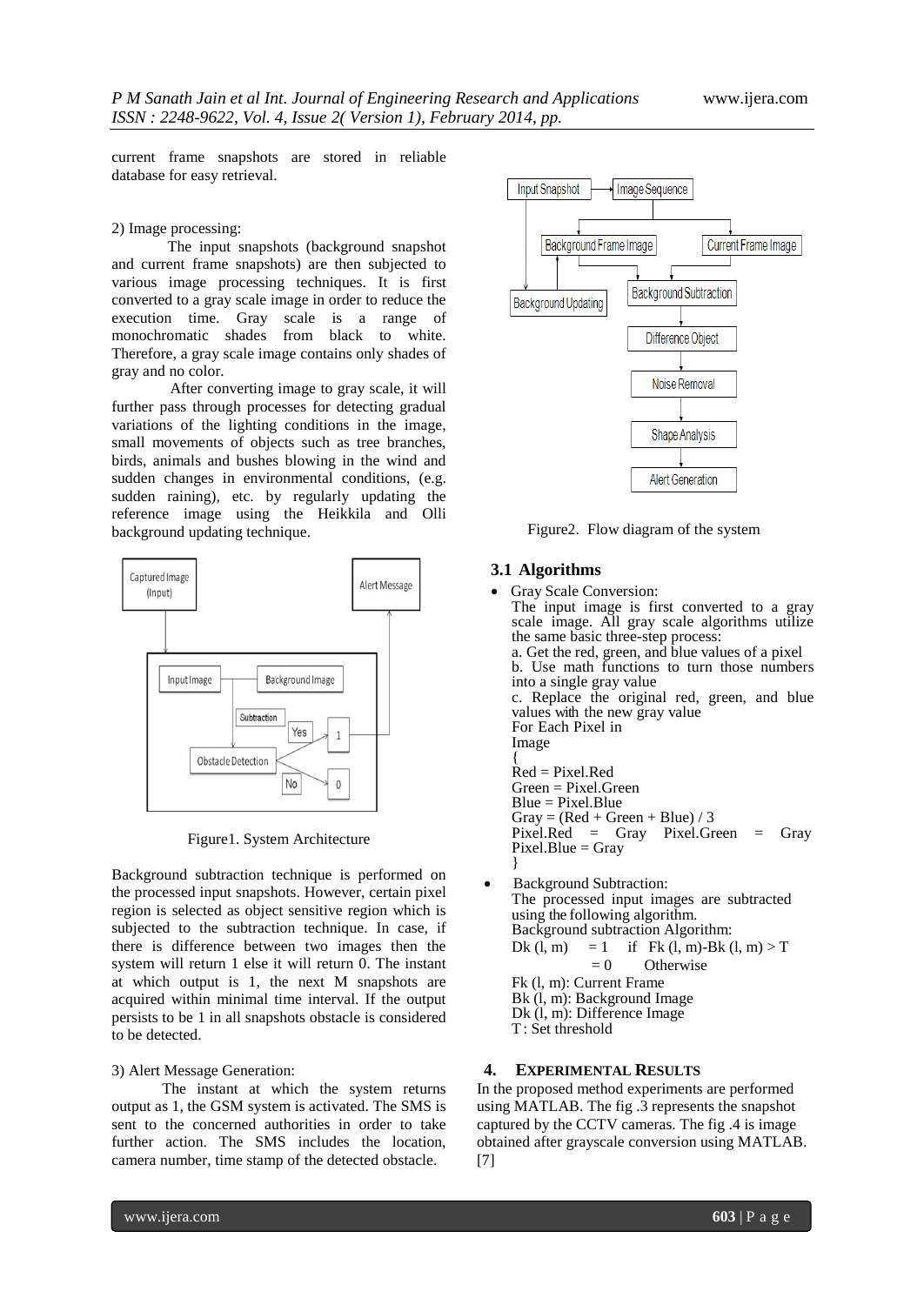current frame snapshots are stored in reliable database for easy retrieval.

2) Image processing:

The input snapshots (background snapshot and current frame snapshots) are then subjected to various image processing techniques. It is first converted to a gray scale image in order to reduce the execution time. Gray scale is a range of monochromatic shades from black to white. Therefore, a gray scale image contains only shades of gray and no color.

After converting image to gray scale, it will further pass through processes for detecting gradual variations of the lighting conditions in the image, small movements of objects such as tree branches, birds, animals and bushes blowing in the wind and sudden changes in environmental conditions, (e.g. sudden raining), etc. by regularly updating the reference image using the Heikkila and Olli background updating technique.

Figure1. System Architecture

Background subtraction technique is performed on the processed input snapshots. However, certain pixel region is selected as object sensitive region which is subjected to the subtraction technique. In case, if there is difference between two images then the system will return 1 else it will return 0. The instant at which output is 1, the next M snapshots are acquired within minimal time interval. If the output persists to be 1 in all snapshots obstacle is considered to be detected.

3) Alert Message Generation:

The instant at which the system returns output as 1, the GSM system is activated. The SMS is sent to the concerned authorities in order to take further action. The SMS includes the location, camera number, time stamp of the detected obstacle.

Figure2. Flow diagram of the system

### 3.1 Algorithms

- Gray Scale Conversion:
  The input image is first converted to a gray scale image. All gray scale algorithms utilize the same basic three-step process:
  a. Get the red, green, and blue values of a pixel
  b. Use math functions to turn those numbers into a single gray value
  c. Replace the original red, green, and blue values with the new gray value

```
For Each Pixel in
Image
{
Red = Pixel.Red
Green = Pixel.Green
Blue = Pixel.Blue
Gray = (Red + Green + Blue) / 3
Pixel.Red = Gray Pixel.Green = Gray
Pixel.Blue = Gray
}
```

- Background Subtraction:
  The processed input images are subtracted using the following algorithm.
  Background subtraction Algorithm:

  $$D_k(l, m) = 1 \quad \text{if } F_k(l, m) - B_k(l, m) > T$$
  $$= 0 \quad \text{Otherwise}$$

  $F_k(l, m)$: Current Frame
  $B_k(l, m)$: Background Image
  $D_k(l, m)$: Difference Image
  T: Set threshold

## 4. EXPERIMENTAL RESULTS

In the proposed method experiments are performed using MATLAB. The fig .3 represents the snapshot captured by the CCTV cameras. The fig .4 is image obtained after grayscale conversion using MATLAB. [7]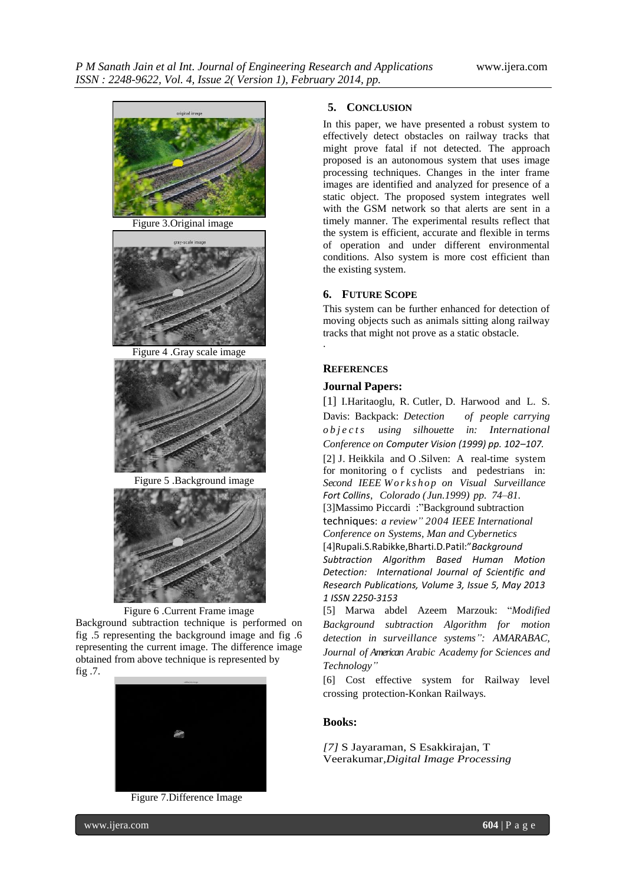Figure 3.Original image

Figure 4 .Gray scale image

Figure 5 .Background image

Figure 6 .Current Frame image

Background subtraction technique is performed on fig .5 representing the background image and fig .6 representing the current image. The difference image obtained from above technique is represented by fig .7.

Figure 7.Difference Image

## 5. CONCLUSION

In this paper, we have presented a robust system to effectively detect obstacles on railway tracks that might prove fatal if not detected. The approach proposed is an autonomous system that uses image processing techniques. Changes in the inter frame images are identified and analyzed for presence of a static object. The proposed system integrates well with the GSM network so that alerts are sent in a timely manner. The experimental results reflect that the system is efficient, accurate and flexible in terms of operation and under different environmental conditions. Also system is more cost efficient than the existing system.

## 6. FUTURE SCOPE

This system can be further enhanced for detection of moving objects such as animals sitting along railway tracks that might not prove as a static obstacle.

.

## REFERENCES

### Journal Papers:

[1] I.Haritaoglu, R. Cutler, D. Harwood and L. S. Davis: Backpack: *Detection of people carrying objects using silhouette in: International Conference on Computer Vision (1999) pp. 102–107.*

[2] J. Heikkila and O .Silven: A real-time system for monitoring of cyclists and pedestrians in: *Second IEEE Workshop on Visual Surveillance Fort Collins, Colorado (Jun.1999) pp. 74–81.*

[3]Massimo Piccardi :"Background subtraction techniques: *a review" 2004 IEEE International Conference on Systems, Man and Cybernetics*

[4]Rupali.S.Rabikke,Bharti.D.Patil:"*Background Subtraction Algorithm Based Human Motion Detection: International Journal of Scientific and Research Publications, Volume 3, Issue 5, May 2013 1 ISSN 2250-3153*

[5] Marwa abdel Azeem Marzouk: "*Modified Background subtraction Algorithm for motion detection in surveillance systems": AMARABAC, Journal of American Arabic Academy for Sciences and Technology"*

[6] Cost effective system for Railway level crossing protection-Konkan Railways.

### Books:

*[7]* S Jayaraman, S Esakkirajan, T Veerakumar,*Digital Image Processing*